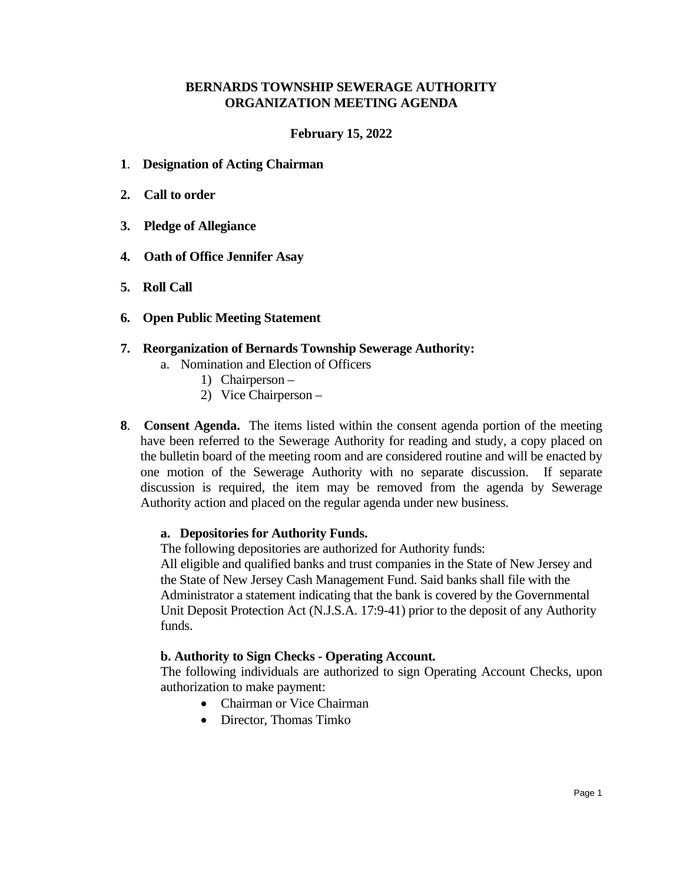# BERNARDS TOWNSHIP SEWERAGE AUTHORITY
# ORGANIZATION MEETING AGENDA

**February 15, 2022**

**1. Designation of Acting Chairman**

**2. Call to order**

**3. Pledge of Allegiance**

**4. Oath of Office Jennifer Asay**

**5. Roll Call**

**6. Open Public Meeting Statement**

**7. Reorganization of Bernards Township Sewerage Authority:**

a. Nomination and Election of Officers
   1) Chairperson –
   2) Vice Chairperson –

**8. Consent Agenda.** The items listed within the consent agenda portion of the meeting have been referred to the Sewerage Authority for reading and study, a copy placed on the bulletin board of the meeting room and are considered routine and will be enacted by one motion of the Sewerage Authority with no separate discussion. If separate discussion is required, the item may be removed from the agenda by Sewerage Authority action and placed on the regular agenda under new business.

**a. Depositories for Authority Funds.**
The following depositories are authorized for Authority funds:
All eligible and qualified banks and trust companies in the State of New Jersey and the State of New Jersey Cash Management Fund. Said banks shall file with the Administrator a statement indicating that the bank is covered by the Governmental Unit Deposit Protection Act (N.J.S.A. 17:9-41) prior to the deposit of any Authority funds.

**b. Authority to Sign Checks - Operating Account.**
The following individuals are authorized to sign Operating Account Checks, upon authorization to make payment:

- Chairman or Vice Chairman
- Director, Thomas Timko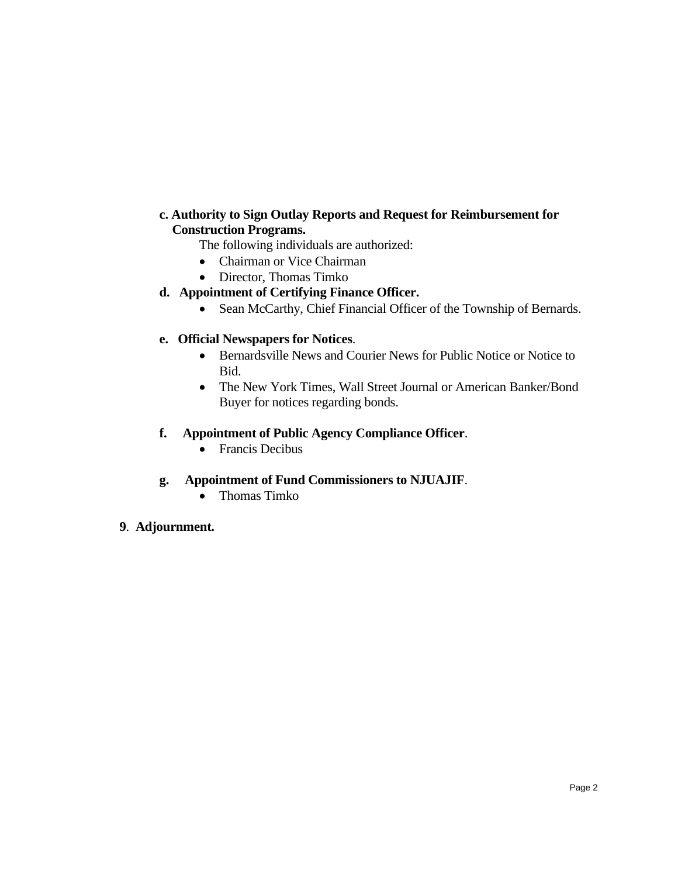**c. Authority to Sign Outlay Reports and Request for Reimbursement for Construction Programs.**

The following individuals are authorized:

- Chairman or Vice Chairman
- Director, Thomas Timko

**d. Appointment of Certifying Finance Officer.**

- Sean McCarthy, Chief Financial Officer of the Township of Bernards.

**e. Official Newspapers for Notices**.

- Bernardsville News and Courier News for Public Notice or Notice to Bid.
- The New York Times, Wall Street Journal or American Banker/Bond Buyer for notices regarding bonds.

**f. Appointment of Public Agency Compliance Officer**.

- Francis Decibus

**g. Appointment of Fund Commissioners to NJUAJIF**.

- Thomas Timko

**9**. **Adjournment.**